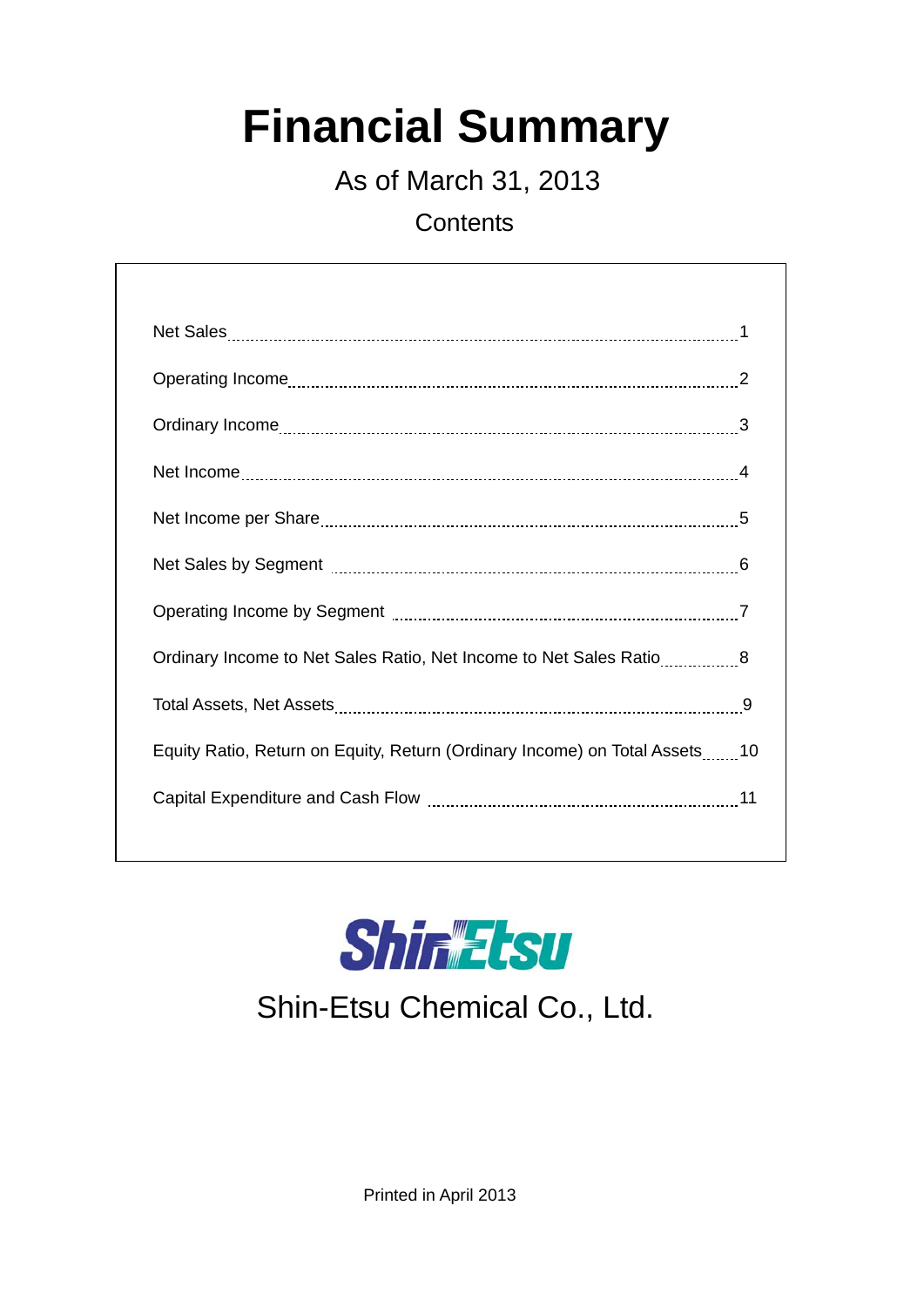# Financial Summary

As of March 31, 2013

Contents

| | |
|---|---|
| Net Sales | 1 |
| Operating Income | 2 |
| Ordinary Income | 3 |
| Net Income | 4 |
| Net Income per Share | 5 |
| Net Sales by Segment | 6 |
| Operating Income by Segment | 7 |
| Ordinary Income to Net Sales Ratio, Net Income to Net Sales Ratio | 8 |
| Total Assets, Net Assets | 9 |
| Equity Ratio, Return on Equity, Return (Ordinary Income) on Total Assets | 10 |
| Capital Expenditure and Cash Flow | 11 |

ShinEtsu

Shin-Etsu Chemical Co., Ltd.

Printed in April 2013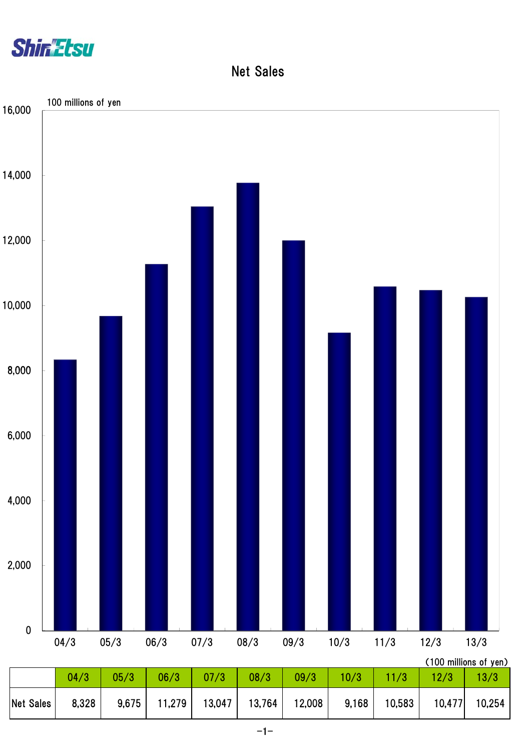# Net Sales

(100 millions of yen)

|  | 04/3 | 05/3 | 06/3 | 07/3 | 08/3 | 09/3 | 10/3 | 11/3 | 12/3 | 13/3 |
|---|---|---|---|---|---|---|---|---|---|---|
| Net Sales | 8,328 | 9,675 | 11,279 | 13,047 | 13,764 | 12,008 | 9,168 | 10,583 | 10,477 | 10,254 |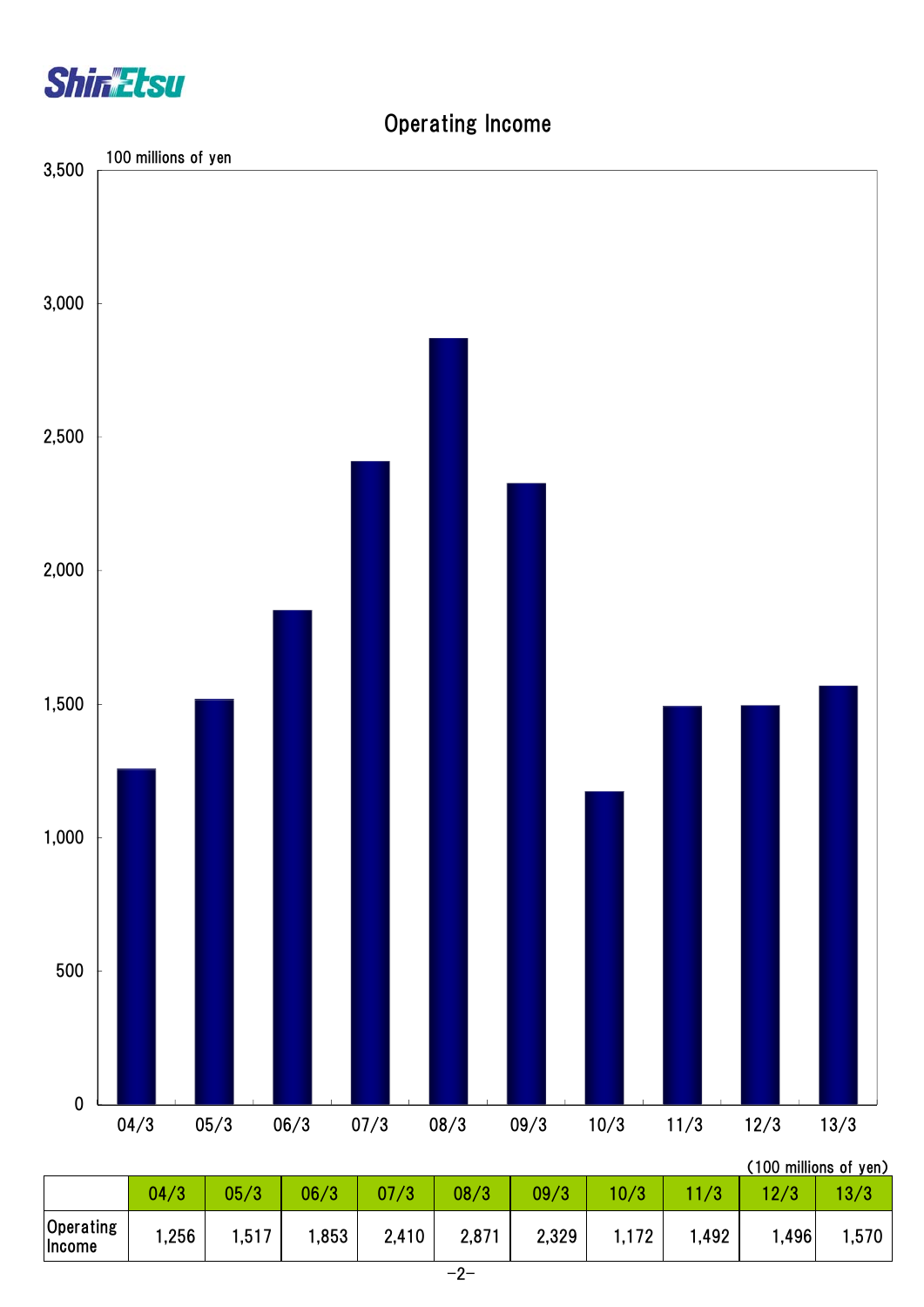# Operating Income

100 millions of yen

(100 millions of yen)

| | 04/3 | 05/3 | 06/3 | 07/3 | 08/3 | 09/3 | 10/3 | 11/3 | 12/3 | 13/3 |
|---|---|---|---|---|---|---|---|---|---|---|
| Operating Income | 1,256 | 1,517 | 1,853 | 2,410 | 2,871 | 2,329 | 1,172 | 1,492 | 1,496 | 1,570 |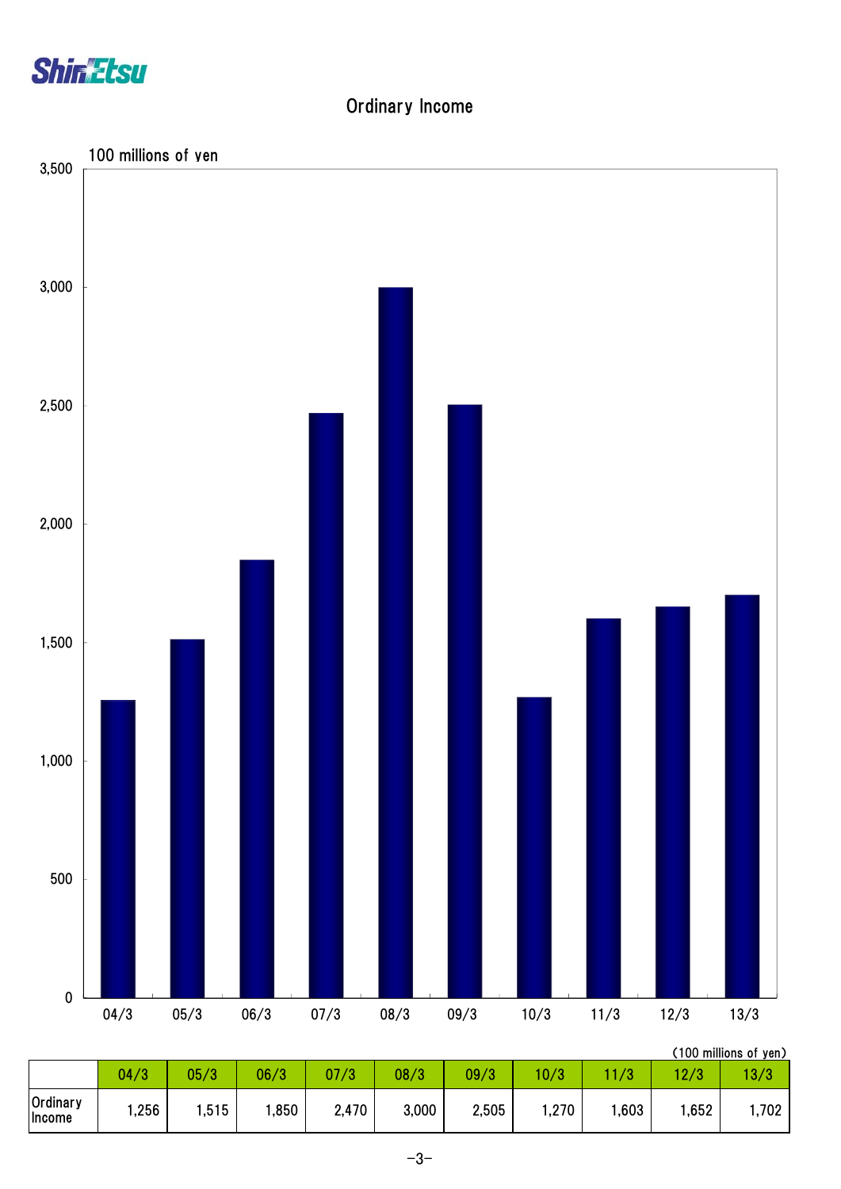# Ordinary Income

(100 millions of yen)

|  | 04/3 | 05/3 | 06/3 | 07/3 | 08/3 | 09/3 | 10/3 | 11/3 | 12/3 | 13/3 |
|---|---|---|---|---|---|---|---|---|---|---|
| Ordinary Income | 1,256 | 1,515 | 1,850 | 2,470 | 3,000 | 2,505 | 1,270 | 1,603 | 1,652 | 1,702 |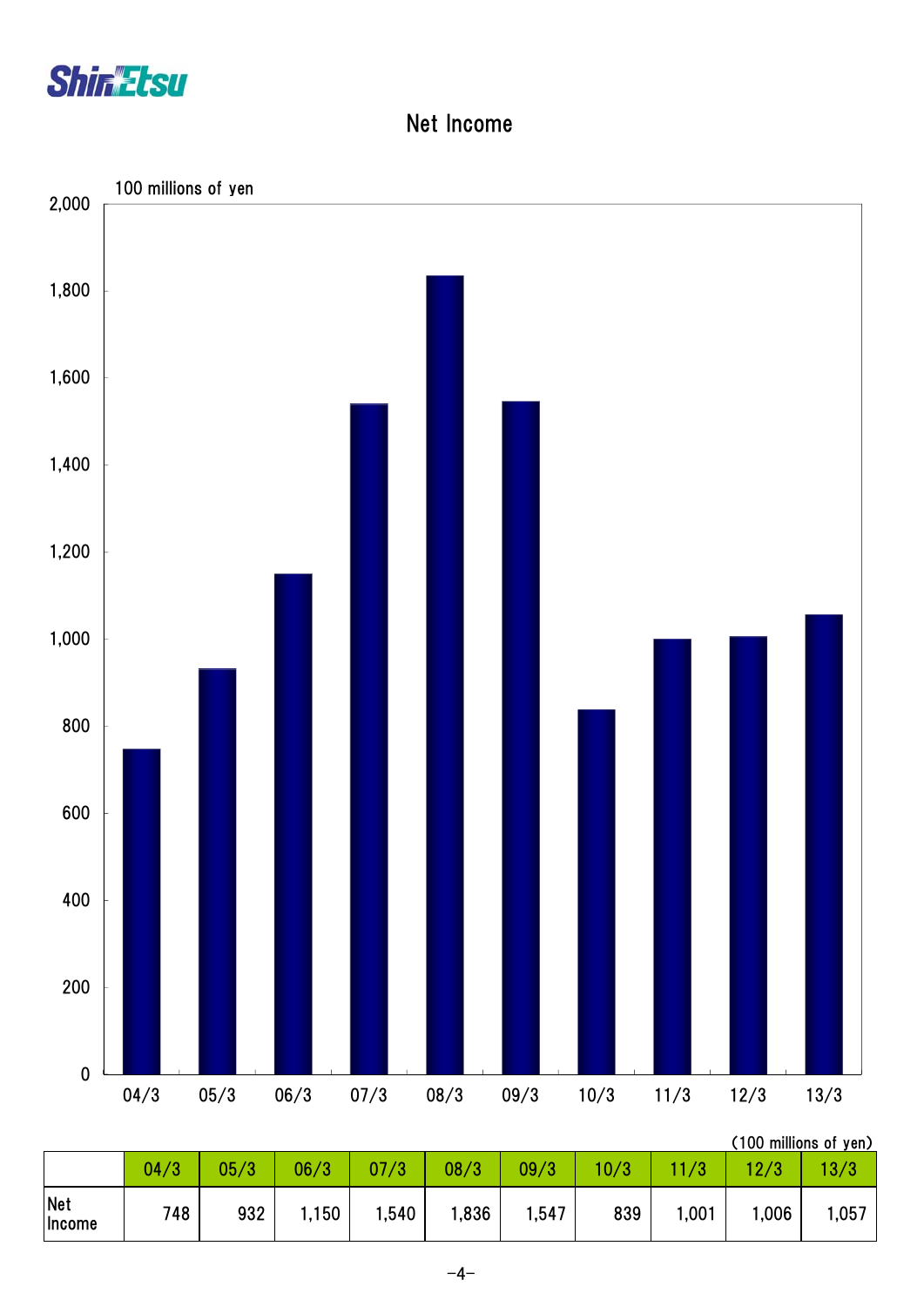# Net Income

(100 millions of yen)

| | 04/3 | 05/3 | 06/3 | 07/3 | 08/3 | 09/3 | 10/3 | 11/3 | 12/3 | 13/3 |
|---|---|---|---|---|---|---|---|---|---|---|
| Net Income | 748 | 932 | 1,150 | 1,540 | 1,836 | 1,547 | 839 | 1,001 | 1,006 | 1,057 |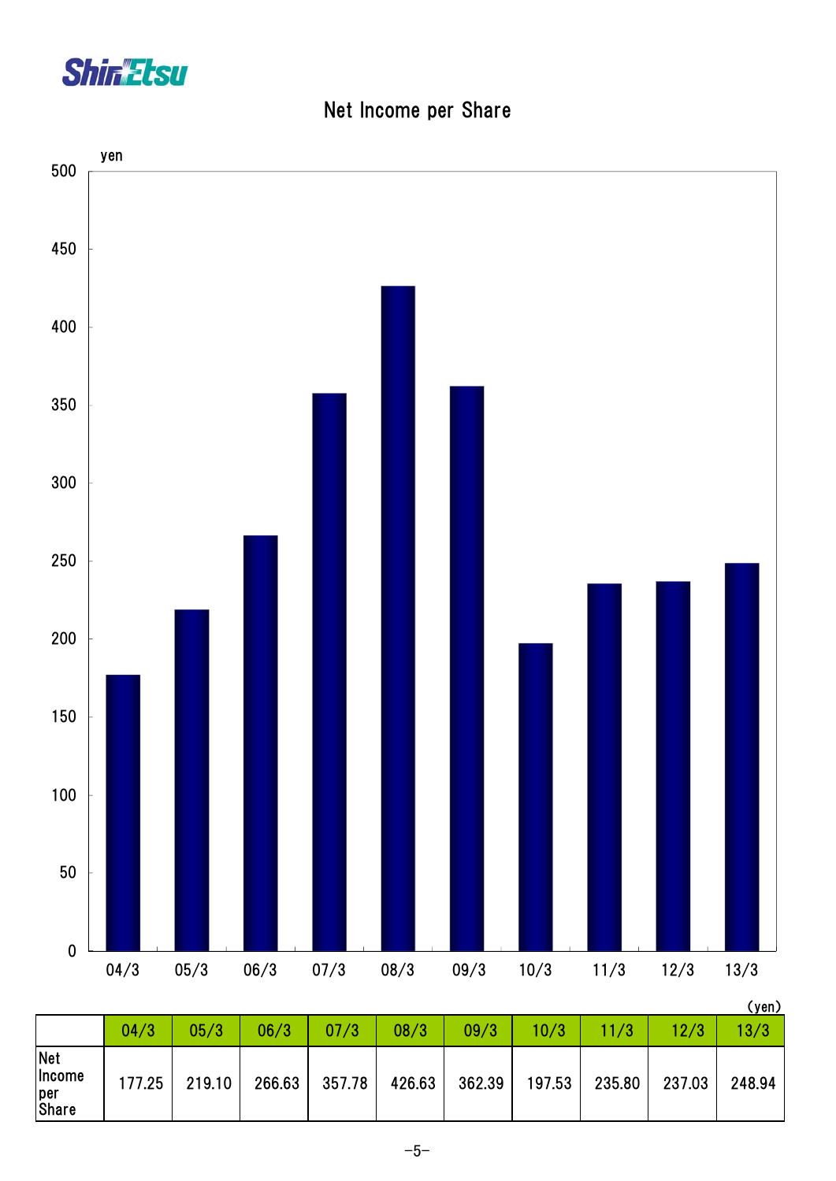# Net Income per Share

(yen)

|  | 04/3 | 05/3 | 06/3 | 07/3 | 08/3 | 09/3 | 10/3 | 11/3 | 12/3 | 13/3 |
|---|---|---|---|---|---|---|---|---|---|---|
| Net Income per Share | 177.25 | 219.10 | 266.63 | 357.78 | 426.63 | 362.39 | 197.53 | 235.80 | 237.03 | 248.94 |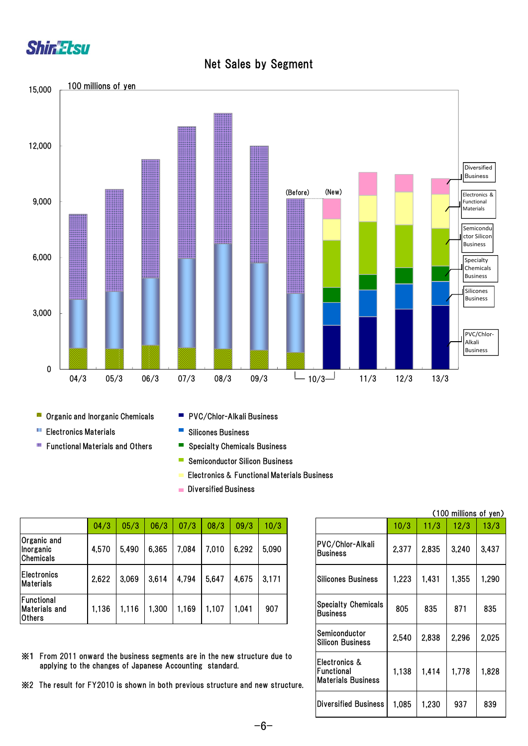# Net Sales by Segment

100 millions of yen

| | 04/3 | 05/3 | 06/3 | 07/3 | 08/3 | 09/3 | 10/3 |
|---|---|---|---|---|---|---|---|
| Organic and Inorganic Chemicals | 4,570 | 5,490 | 6,365 | 7,084 | 7,010 | 6,292 | 5,090 |
| Electronics Materials | 2,622 | 3,069 | 3,614 | 4,794 | 5,647 | 4,675 | 3,171 |
| Functional Materials and Others | 1,136 | 1,116 | 1,300 | 1,169 | 1,107 | 1,041 | 907 |

(100 millions of yen)

| | 10/3 | 11/3 | 12/3 | 13/3 |
|---|---|---|---|---|
| PVC/Chlor-Alkali Business | 2,377 | 2,835 | 3,240 | 3,437 |
| Silicones Business | 1,223 | 1,431 | 1,355 | 1,290 |
| Specialty Chemicals Business | 805 | 835 | 871 | 835 |
| Semiconductor Silicon Business | 2,540 | 2,838 | 2,296 | 2,025 |
| Electronics & Functional Materials Business | 1,138 | 1,414 | 1,778 | 1,828 |
| Diversified Business | 1,085 | 1,230 | 937 | 839 |

※1 From 2011 onward the business segments are in the new structure due to applying to the changes of Japanese Accounting standard.

※2 The result for FY2010 is shown in both previous structure and new structure.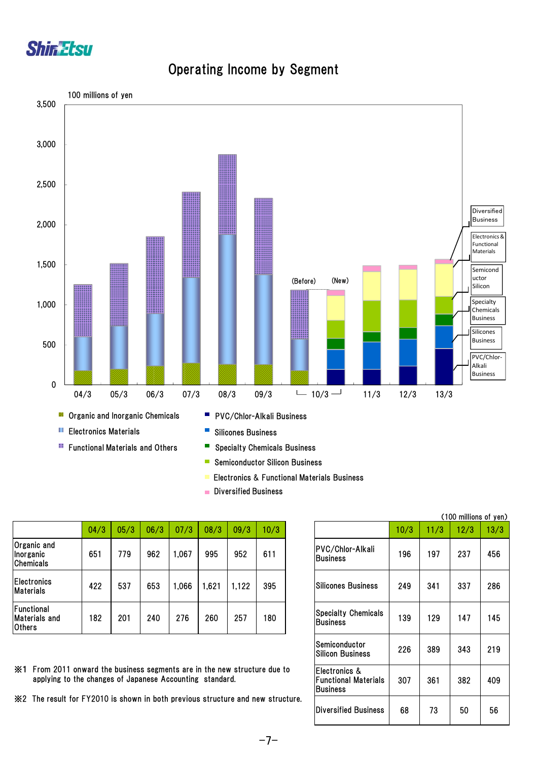# Operating Income by Segment

100 millions of yen

- Organic and Inorganic Chemicals
- Electronics Materials
- Functional Materials and Others
- PVC/Chlor-Alkali Business
- Silicones Business
- Specialty Chemicals Business
- Semiconductor Silicon Business
- Electronics & Functional Materials Business
- Diversified Business

|  | 04/3 | 05/3 | 06/3 | 07/3 | 08/3 | 09/3 | 10/3 |
|---|---|---|---|---|---|---|---|
| Organic and Inorganic Chemicals | 651 | 779 | 962 | 1,067 | 995 | 952 | 611 |
| Electronics Materials | 422 | 537 | 653 | 1,066 | 1,621 | 1,122 | 395 |
| Functional Materials and Others | 182 | 201 | 240 | 276 | 260 | 257 | 180 |

(100 millions of yen)

|  | 10/3 | 11/3 | 12/3 | 13/3 |
|---|---|---|---|---|
| PVC/Chlor-Alkali Business | 196 | 197 | 237 | 456 |
| Silicones Business | 249 | 341 | 337 | 286 |
| Specialty Chemicals Business | 139 | 129 | 147 | 145 |
| Semiconductor Silicon Business | 226 | 389 | 343 | 219 |
| Electronics & Functional Materials Business | 307 | 361 | 382 | 409 |
| Diversified Business | 68 | 73 | 50 | 56 |

※1 From 2011 onward the business segments are in the new structure due to applying to the changes of Japanese Accounting standard.

※2 The result for FY2010 is shown in both previous structure and new structure.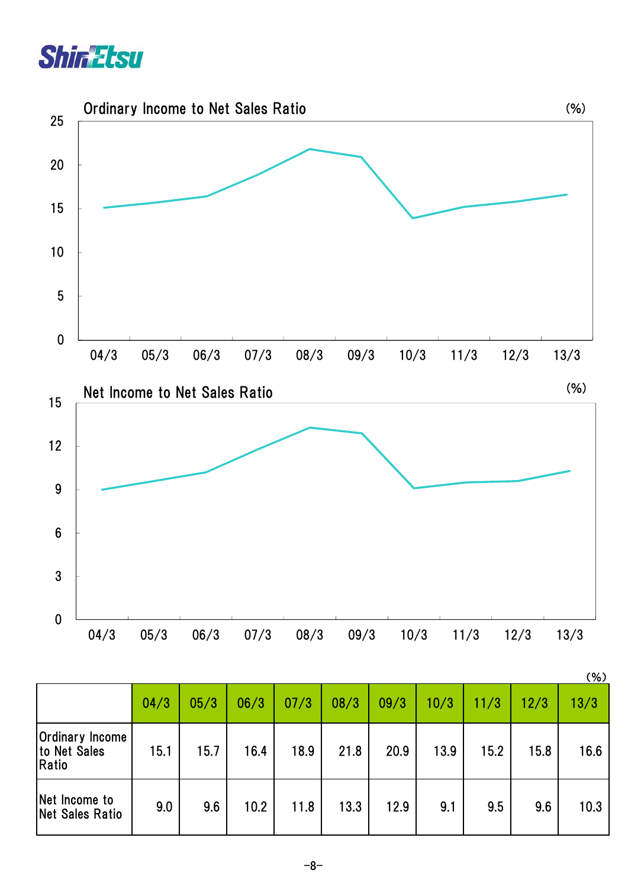## Ordinary Income to Net Sales Ratio

(%)

## Net Income to Net Sales Ratio

(%)

(%)

| | 04/3 | 05/3 | 06/3 | 07/3 | 08/3 | 09/3 | 10/3 | 11/3 | 12/3 | 13/3 |
|---|---|---|---|---|---|---|---|---|---|---|
| Ordinary Income to Net Sales Ratio | 15.1 | 15.7 | 16.4 | 18.9 | 21.8 | 20.9 | 13.9 | 15.2 | 15.8 | 16.6 |
| Net Income to Net Sales Ratio | 9.0 | 9.6 | 10.2 | 11.8 | 13.3 | 12.9 | 9.1 | 9.5 | 9.6 | 10.3 |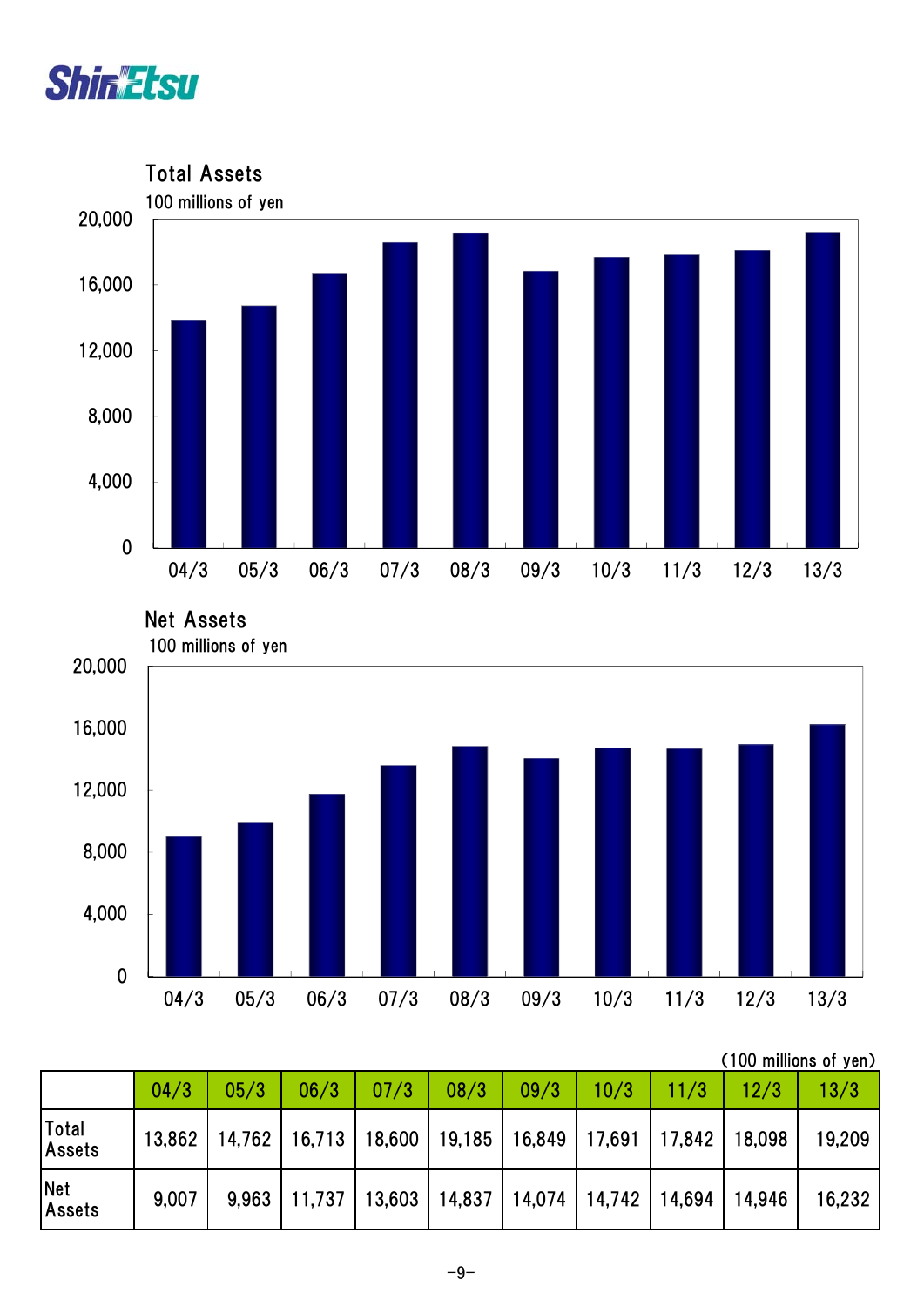## Total Assets

100 millions of yen

## Net Assets

100 millions of yen

(100 millions of yen)

| | 04/3 | 05/3 | 06/3 | 07/3 | 08/3 | 09/3 | 10/3 | 11/3 | 12/3 | 13/3 |
|---|---|---|---|---|---|---|---|---|---|---|
| Total Assets | 13,862 | 14,762 | 16,713 | 18,600 | 19,185 | 16,849 | 17,691 | 17,842 | 18,098 | 19,209 |
| Net Assets | 9,007 | 9,963 | 11,737 | 13,603 | 14,837 | 14,074 | 14,742 | 14,694 | 14,946 | 16,232 |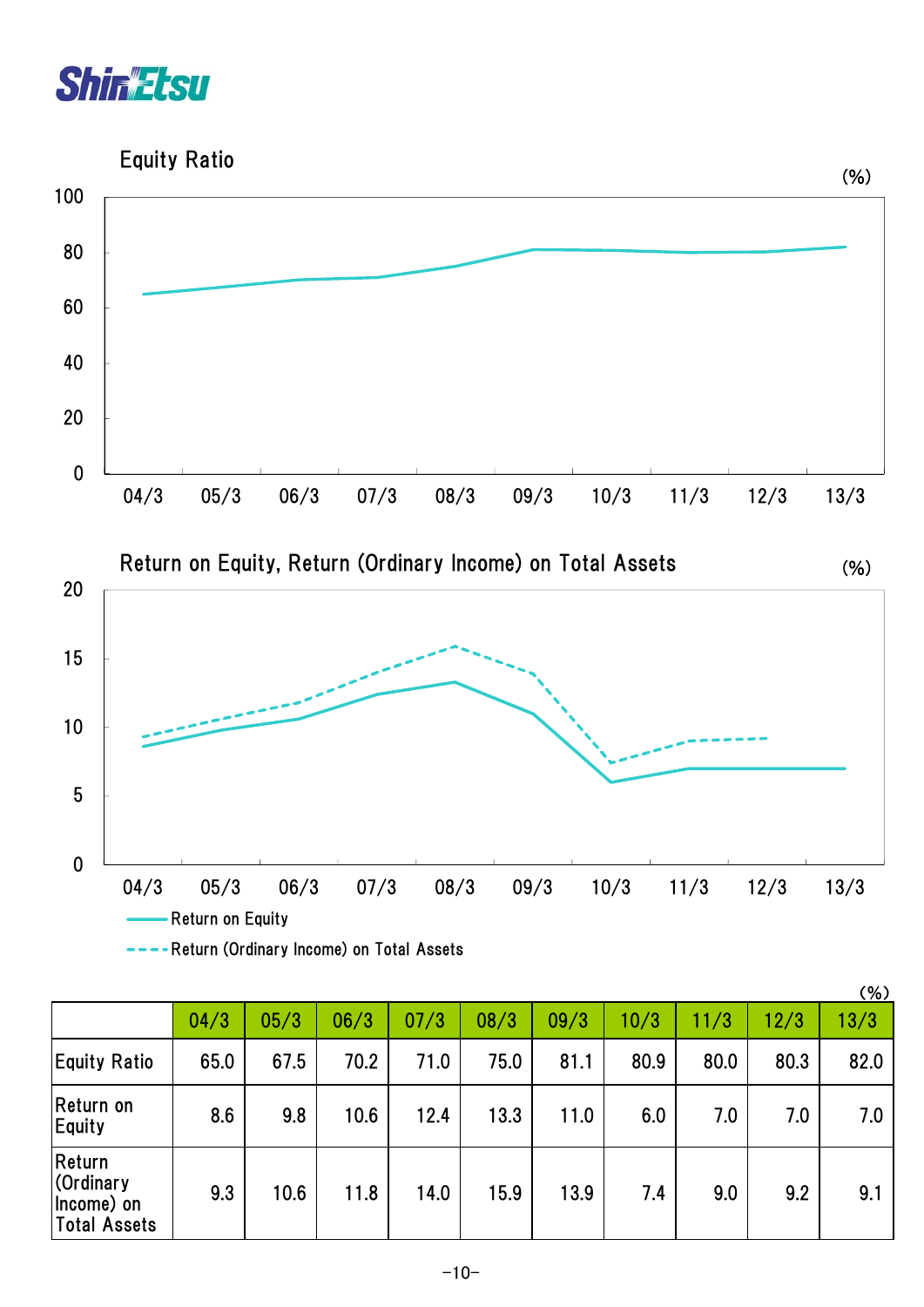## Equity Ratio

(%)

## Return on Equity, Return (Ordinary Income) on Total Assets

(%)

Return on Equity

Return (Ordinary Income) on Total Assets

(%)

| | 04/3 | 05/3 | 06/3 | 07/3 | 08/3 | 09/3 | 10/3 | 11/3 | 12/3 | 13/3 |
|---|---|---|---|---|---|---|---|---|---|---|
| Equity Ratio | 65.0 | 67.5 | 70.2 | 71.0 | 75.0 | 81.1 | 80.9 | 80.0 | 80.3 | 82.0 |
| Return on Equity | 8.6 | 9.8 | 10.6 | 12.4 | 13.3 | 11.0 | 6.0 | 7.0 | 7.0 | 7.0 |
| Return (Ordinary Income) on Total Assets | 9.3 | 10.6 | 11.8 | 14.0 | 15.9 | 13.9 | 7.4 | 9.0 | 9.2 | 9.1 |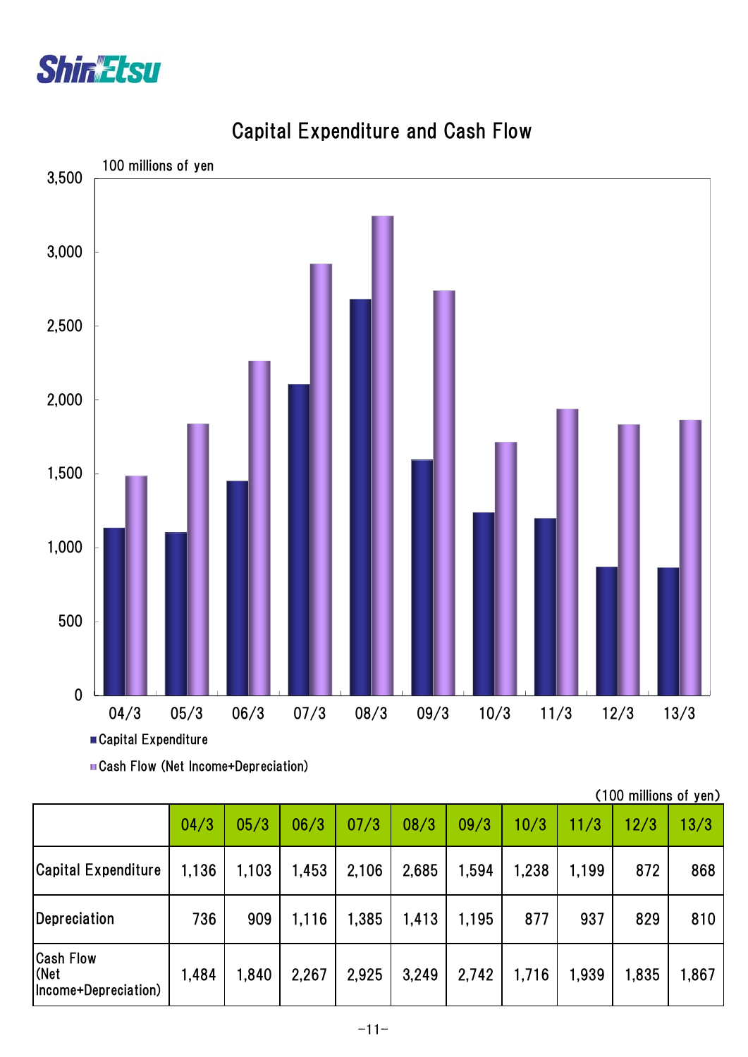# Capital Expenditure and Cash Flow

100 millions of yen

3,500
3,000
2,500
2,000
1,500
1,000
500
0

04/3 05/3 06/3 07/3 08/3 09/3 10/3 11/3 12/3 13/3

Capital Expenditure

Cash Flow (Net Income+Depreciation)

(100 millions of yen)

| | 04/3 | 05/3 | 06/3 | 07/3 | 08/3 | 09/3 | 10/3 | 11/3 | 12/3 | 13/3 |
|---|---|---|---|---|---|---|---|---|---|---|
| Capital Expenditure | 1,136 | 1,103 | 1,453 | 2,106 | 2,685 | 1,594 | 1,238 | 1,199 | 872 | 868 |
| Depreciation | 736 | 909 | 1,116 | 1,385 | 1,413 | 1,195 | 877 | 937 | 829 | 810 |
| Cash Flow (Net Income+Depreciation) | 1,484 | 1,840 | 2,267 | 2,925 | 3,249 | 2,742 | 1,716 | 1,939 | 1,835 | 1,867 |